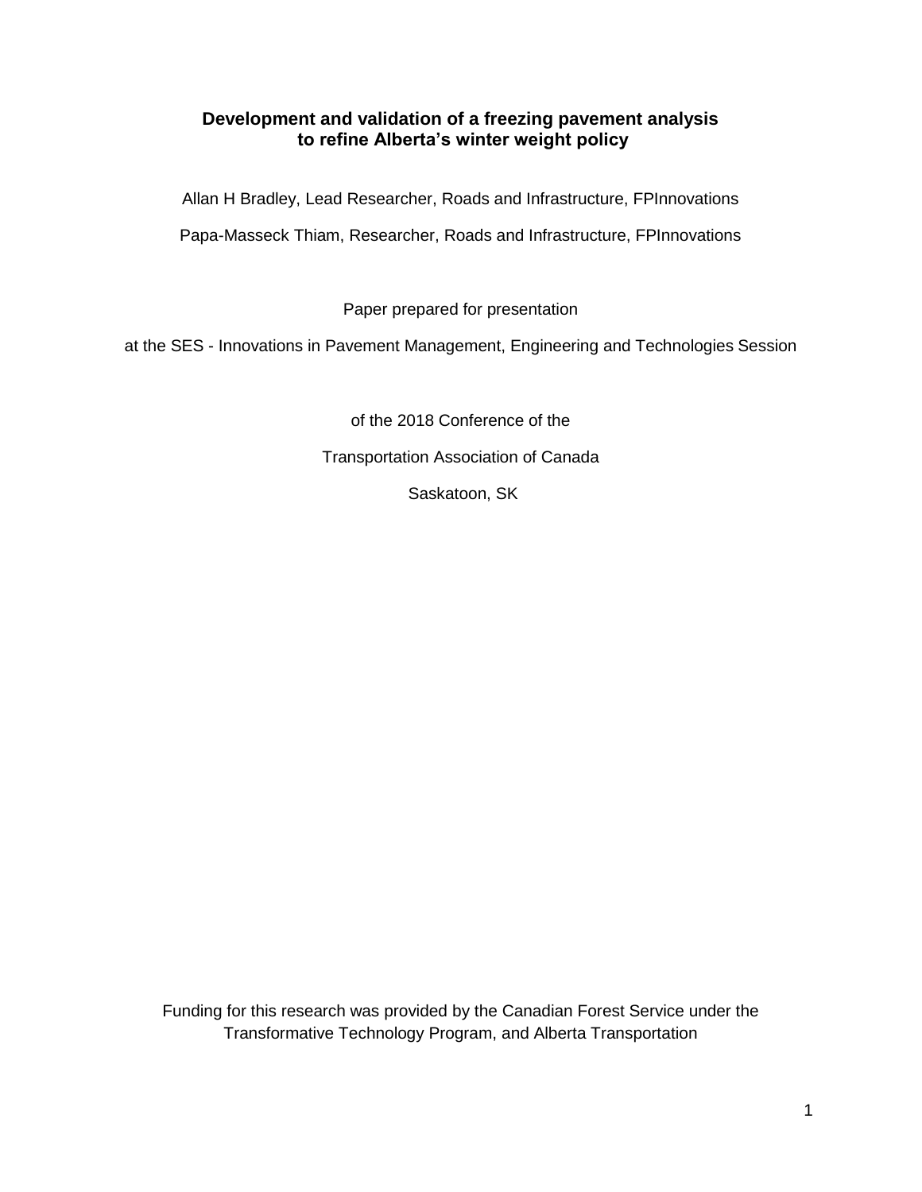# Development and validation of a freezing pavement analysis to refine Alberta's winter weight policy

Allan H Bradley, Lead Researcher, Roads and Infrastructure, FPInnovations

Papa-Masseck Thiam, Researcher, Roads and Infrastructure, FPInnovations

Paper prepared for presentation

at the SES - Innovations in Pavement Management, Engineering and Technologies Session

of the 2018 Conference of the

Transportation Association of Canada

Saskatoon, SK

Funding for this research was provided by the Canadian Forest Service under the Transformative Technology Program, and Alberta Transportation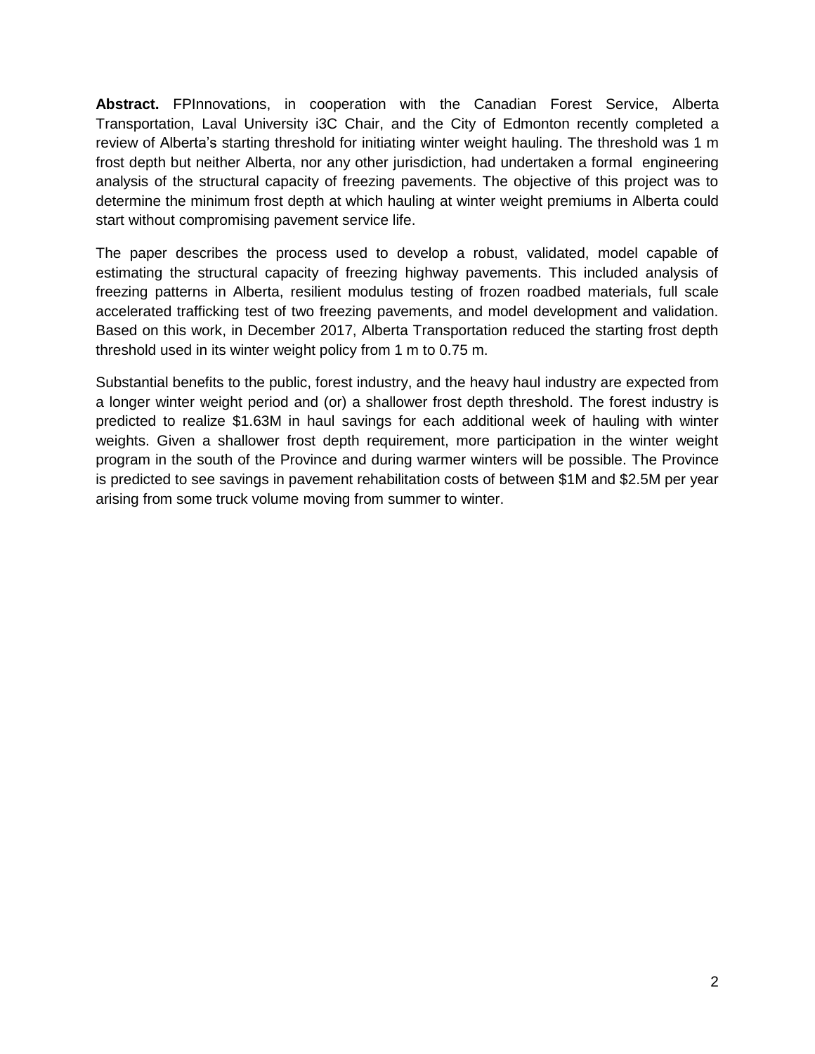**Abstract.** FPInnovations, in cooperation with the Canadian Forest Service, Alberta Transportation, Laval University i3C Chair, and the City of Edmonton recently completed a review of Alberta's starting threshold for initiating winter weight hauling. The threshold was 1 m frost depth but neither Alberta, nor any other jurisdiction, had undertaken a formal engineering analysis of the structural capacity of freezing pavements. The objective of this project was to determine the minimum frost depth at which hauling at winter weight premiums in Alberta could start without compromising pavement service life.

The paper describes the process used to develop a robust, validated, model capable of estimating the structural capacity of freezing highway pavements. This included analysis of freezing patterns in Alberta, resilient modulus testing of frozen roadbed materials, full scale accelerated trafficking test of two freezing pavements, and model development and validation. Based on this work, in December 2017, Alberta Transportation reduced the starting frost depth threshold used in its winter weight policy from 1 m to 0.75 m.

Substantial benefits to the public, forest industry, and the heavy haul industry are expected from a longer winter weight period and (or) a shallower frost depth threshold. The forest industry is predicted to realize $1.63M in haul savings for each additional week of hauling with winter weights. Given a shallower frost depth requirement, more participation in the winter weight program in the south of the Province and during warmer winters will be possible. The Province is predicted to see savings in pavement rehabilitation costs of between $1M and $2.5M per year arising from some truck volume moving from summer to winter.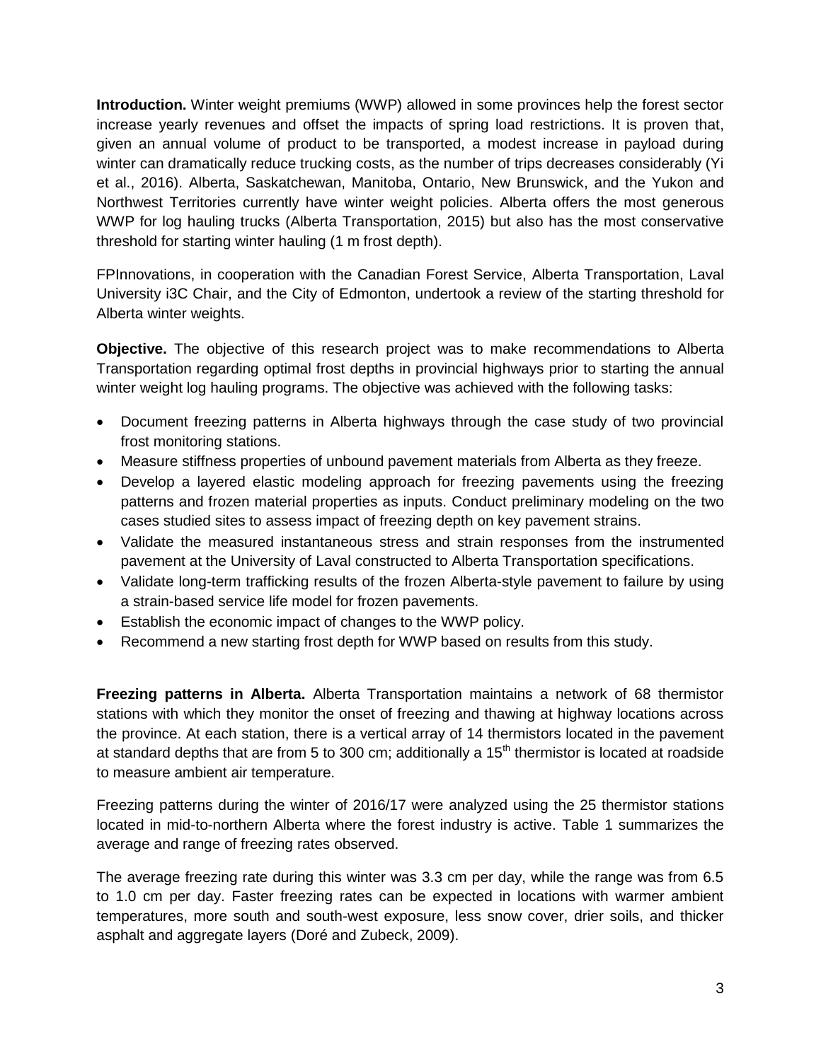**Introduction.** Winter weight premiums (WWP) allowed in some provinces help the forest sector increase yearly revenues and offset the impacts of spring load restrictions. It is proven that, given an annual volume of product to be transported, a modest increase in payload during winter can dramatically reduce trucking costs, as the number of trips decreases considerably (Yi et al., 2016). Alberta, Saskatchewan, Manitoba, Ontario, New Brunswick, and the Yukon and Northwest Territories currently have winter weight policies. Alberta offers the most generous WWP for log hauling trucks (Alberta Transportation, 2015) but also has the most conservative threshold for starting winter hauling (1 m frost depth).

FPInnovations, in cooperation with the Canadian Forest Service, Alberta Transportation, Laval University i3C Chair, and the City of Edmonton, undertook a review of the starting threshold for Alberta winter weights.

**Objective.** The objective of this research project was to make recommendations to Alberta Transportation regarding optimal frost depths in provincial highways prior to starting the annual winter weight log hauling programs. The objective was achieved with the following tasks:

- Document freezing patterns in Alberta highways through the case study of two provincial frost monitoring stations.
- Measure stiffness properties of unbound pavement materials from Alberta as they freeze.
- Develop a layered elastic modeling approach for freezing pavements using the freezing patterns and frozen material properties as inputs. Conduct preliminary modeling on the two cases studied sites to assess impact of freezing depth on key pavement strains.
- Validate the measured instantaneous stress and strain responses from the instrumented pavement at the University of Laval constructed to Alberta Transportation specifications.
- Validate long-term trafficking results of the frozen Alberta-style pavement to failure by using a strain-based service life model for frozen pavements.
- Establish the economic impact of changes to the WWP policy.
- Recommend a new starting frost depth for WWP based on results from this study.

**Freezing patterns in Alberta.** Alberta Transportation maintains a network of 68 thermistor stations with which they monitor the onset of freezing and thawing at highway locations across the province. At each station, there is a vertical array of 14 thermistors located in the pavement at standard depths that are from 5 to 300 cm; additionally a 15$^{th}$ thermistor is located at roadside to measure ambient air temperature.

Freezing patterns during the winter of 2016/17 were analyzed using the 25 thermistor stations located in mid-to-northern Alberta where the forest industry is active. Table 1 summarizes the average and range of freezing rates observed.

The average freezing rate during this winter was 3.3 cm per day, while the range was from 6.5 to 1.0 cm per day. Faster freezing rates can be expected in locations with warmer ambient temperatures, more south and south-west exposure, less snow cover, drier soils, and thicker asphalt and aggregate layers (Doré and Zubeck, 2009).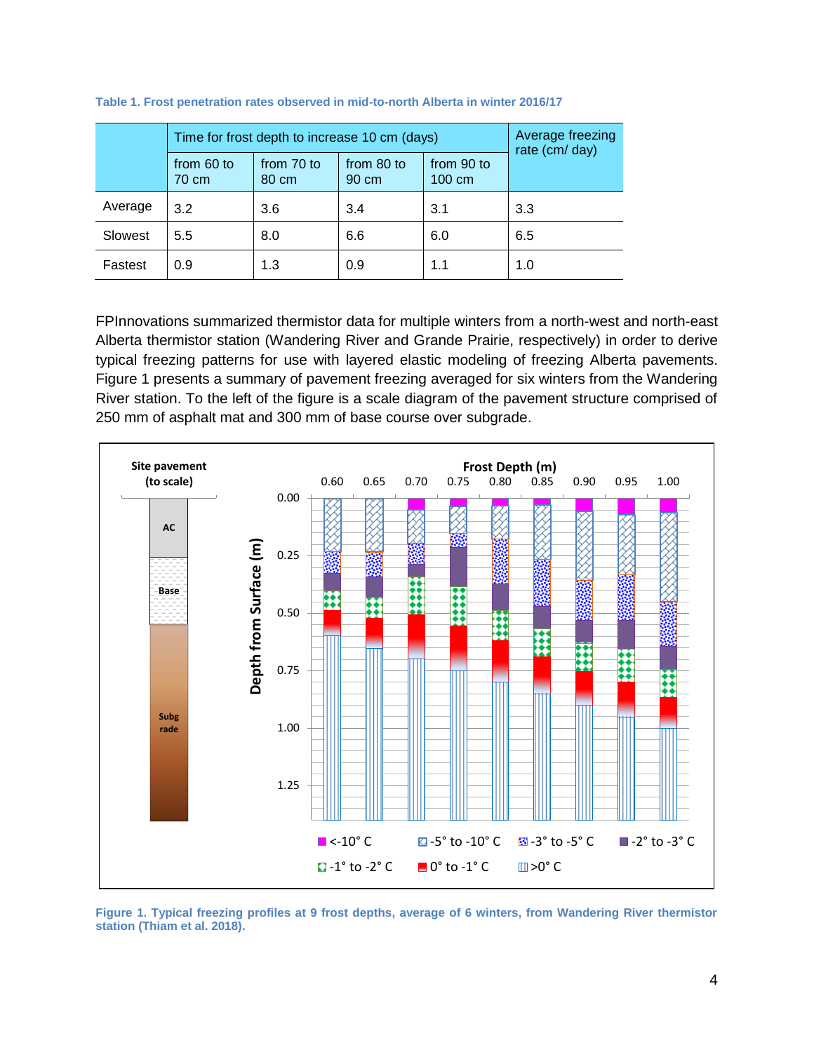**Table 1. Frost penetration rates observed in mid-to-north Alberta in winter 2016/17**

| | Time for frost depth to increase 10 cm (days) | | | | Average freezing rate (cm/ day) |
|---|---|---|---|---|---|
| | from 60 to 70 cm | from 70 to 80 cm | from 80 to 90 cm | from 90 to 100 cm | |
| Average | 3.2 | 3.6 | 3.4 | 3.1 | 3.3 |
| Slowest | 5.5 | 8.0 | 6.6 | 6.0 | 6.5 |
| Fastest | 0.9 | 1.3 | 0.9 | 1.1 | 1.0 |

FPInnovations summarized thermistor data for multiple winters from a north-west and north-east Alberta thermistor station (Wandering River and Grande Prairie, respectively) in order to derive typical freezing patterns for use with layered elastic modeling of freezing Alberta pavements. Figure 1 presents a summary of pavement freezing averaged for six winters from the Wandering River station. To the left of the figure is a scale diagram of the pavement structure comprised of 250 mm of asphalt mat and 300 mm of base course over subgrade.

**Figure 1. Typical freezing profiles at 9 frost depths, average of 6 winters, from Wandering River thermistor station (Thiam et al. 2018).**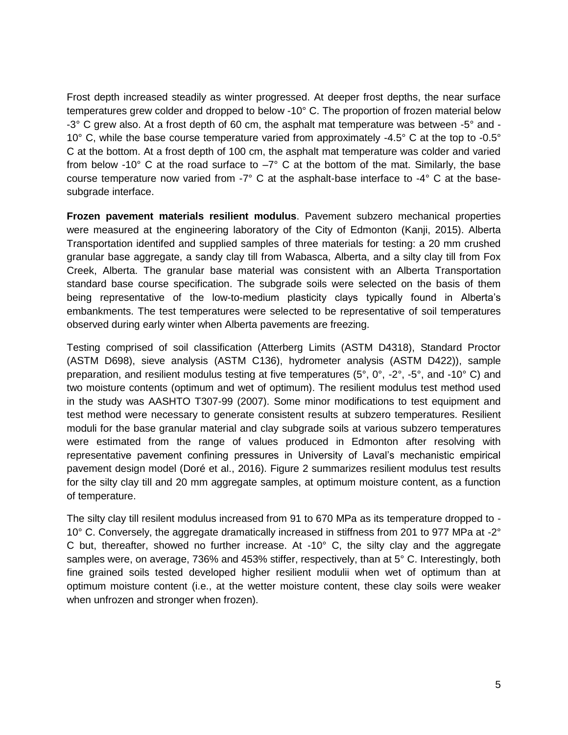Frost depth increased steadily as winter progressed. At deeper frost depths, the near surface temperatures grew colder and dropped to below -10° C. The proportion of frozen material below -3° C grew also. At a frost depth of 60 cm, the asphalt mat temperature was between -5° and -10° C, while the base course temperature varied from approximately -4.5° C at the top to -0.5° C at the bottom. At a frost depth of 100 cm, the asphalt mat temperature was colder and varied from below -10° C at the road surface to –7° C at the bottom of the mat. Similarly, the base course temperature now varied from -7° C at the asphalt-base interface to -4° C at the base-subgrade interface.

**Frozen pavement materials resilient modulus**. Pavement subzero mechanical properties were measured at the engineering laboratory of the City of Edmonton (Kanji, 2015). Alberta Transportation identifed and supplied samples of three materials for testing: a 20 mm crushed granular base aggregate, a sandy clay till from Wabasca, Alberta, and a silty clay till from Fox Creek, Alberta. The granular base material was consistent with an Alberta Transportation standard base course specification. The subgrade soils were selected on the basis of them being representative of the low-to-medium plasticity clays typically found in Alberta's embankments. The test temperatures were selected to be representative of soil temperatures observed during early winter when Alberta pavements are freezing.

Testing comprised of soil classification (Atterberg Limits (ASTM D4318), Standard Proctor (ASTM D698), sieve analysis (ASTM C136), hydrometer analysis (ASTM D422)), sample preparation, and resilient modulus testing at five temperatures (5°, 0°, -2°, -5°, and -10° C) and two moisture contents (optimum and wet of optimum). The resilient modulus test method used in the study was AASHTO T307-99 (2007). Some minor modifications to test equipment and test method were necessary to generate consistent results at subzero temperatures. Resilient moduli for the base granular material and clay subgrade soils at various subzero temperatures were estimated from the range of values produced in Edmonton after resolving with representative pavement confining pressures in University of Laval's mechanistic empirical pavement design model (Doré et al., 2016). Figure 2 summarizes resilient modulus test results for the silty clay till and 20 mm aggregate samples, at optimum moisture content, as a function of temperature.

The silty clay till resilent modulus increased from 91 to 670 MPa as its temperature dropped to -10° C. Conversely, the aggregate dramatically increased in stiffness from 201 to 977 MPa at -2° C but, thereafter, showed no further increase. At -10° C, the silty clay and the aggregate samples were, on average, 736% and 453% stiffer, respectively, than at 5° C. Interestingly, both fine grained soils tested developed higher resilient modulii when wet of optimum than at optimum moisture content (i.e., at the wetter moisture content, these clay soils were weaker when unfrozen and stronger when frozen).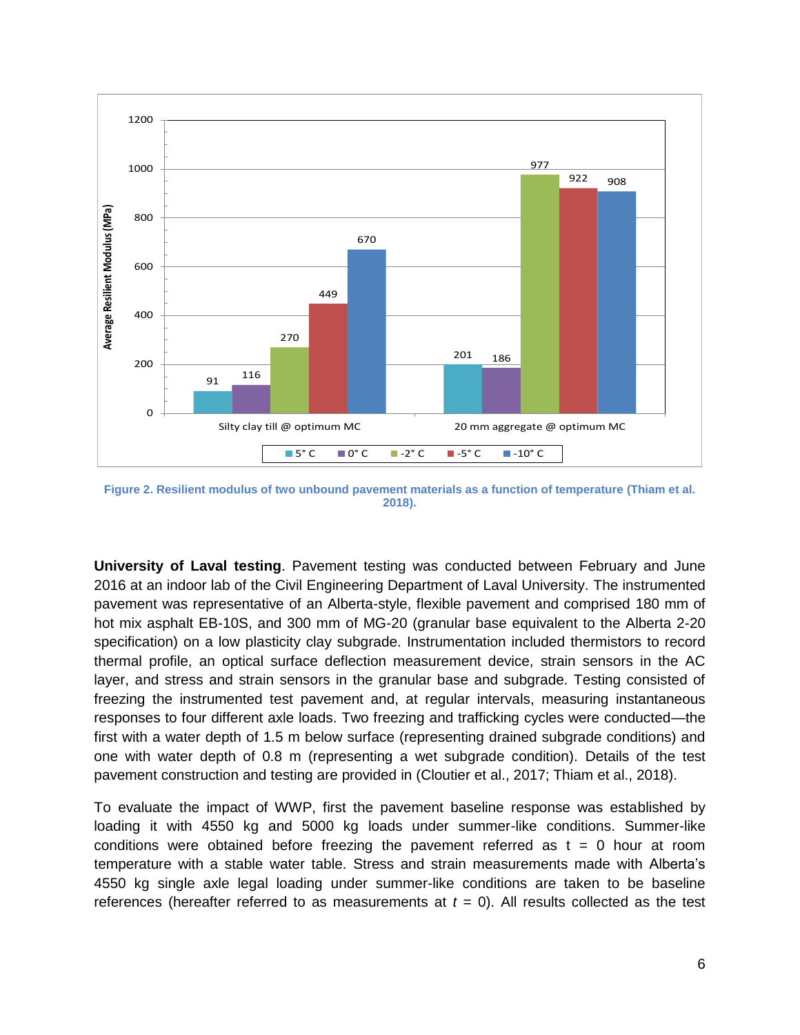**Figure 2. Resilient modulus of two unbound pavement materials as a function of temperature (Thiam et al. 2018).**

**University of Laval testing**. Pavement testing was conducted between February and June 2016 at an indoor lab of the Civil Engineering Department of Laval University. The instrumented pavement was representative of an Alberta-style, flexible pavement and comprised 180 mm of hot mix asphalt EB-10S, and 300 mm of MG-20 (granular base equivalent to the Alberta 2-20 specification) on a low plasticity clay subgrade. Instrumentation included thermistors to record thermal profile, an optical surface deflection measurement device, strain sensors in the AC layer, and stress and strain sensors in the granular base and subgrade. Testing consisted of freezing the instrumented test pavement and, at regular intervals, measuring instantaneous responses to four different axle loads. Two freezing and trafficking cycles were conducted—the first with a water depth of 1.5 m below surface (representing drained subgrade conditions) and one with water depth of 0.8 m (representing a wet subgrade condition). Details of the test pavement construction and testing are provided in (Cloutier et al., 2017; Thiam et al., 2018).

To evaluate the impact of WWP, first the pavement baseline response was established by loading it with 4550 kg and 5000 kg loads under summer-like conditions. Summer-like conditions were obtained before freezing the pavement referred as t = 0 hour at room temperature with a stable water table. Stress and strain measurements made with Alberta's 4550 kg single axle legal loading under summer-like conditions are taken to be baseline references (hereafter referred to as measurements at $t$ = 0). All results collected as the test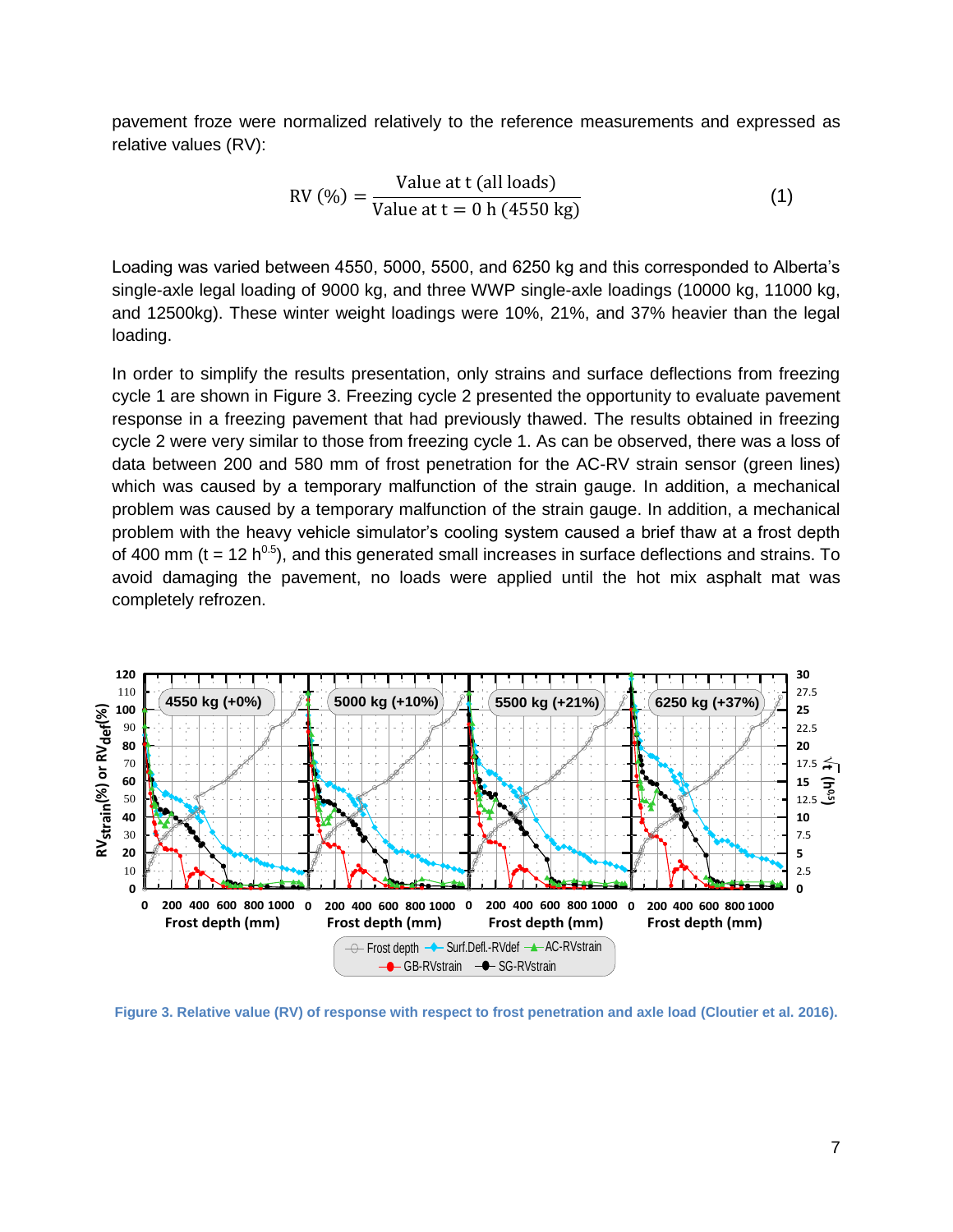pavement froze were normalized relatively to the reference measurements and expressed as relative values (RV):

$$\text{RV}\ (\%) = \frac{\text{Value at t (all loads)}}{\text{Value at t} = 0\ \text{h (4550 kg)}} \tag{1}$$

Loading was varied between 4550, 5000, 5500, and 6250 kg and this corresponded to Alberta's single-axle legal loading of 9000 kg, and three WWP single-axle loadings (10000 kg, 11000 kg, and 12500kg). These winter weight loadings were 10%, 21%, and 37% heavier than the legal loading.

In order to simplify the results presentation, only strains and surface deflections from freezing cycle 1 are shown in Figure 3. Freezing cycle 2 presented the opportunity to evaluate pavement response in a freezing pavement that had previously thawed. The results obtained in freezing cycle 2 were very similar to those from freezing cycle 1. As can be observed, there was a loss of data between 200 and 580 mm of frost penetration for the AC-RV strain sensor (green lines) which was caused by a temporary malfunction of the strain gauge. In addition, a mechanical problem was caused by a temporary malfunction of the strain gauge. In addition, a mechanical problem with the heavy vehicle simulator's cooling system caused a brief thaw at a frost depth of 400 mm ($t = 12\ h^{0.5}$), and this generated small increases in surface deflections and strains. To avoid damaging the pavement, no loads were applied until the hot mix asphalt mat was completely refrozen.

Figure 3. Relative value (RV) of response with respect to frost penetration and axle load (Cloutier et al. 2016).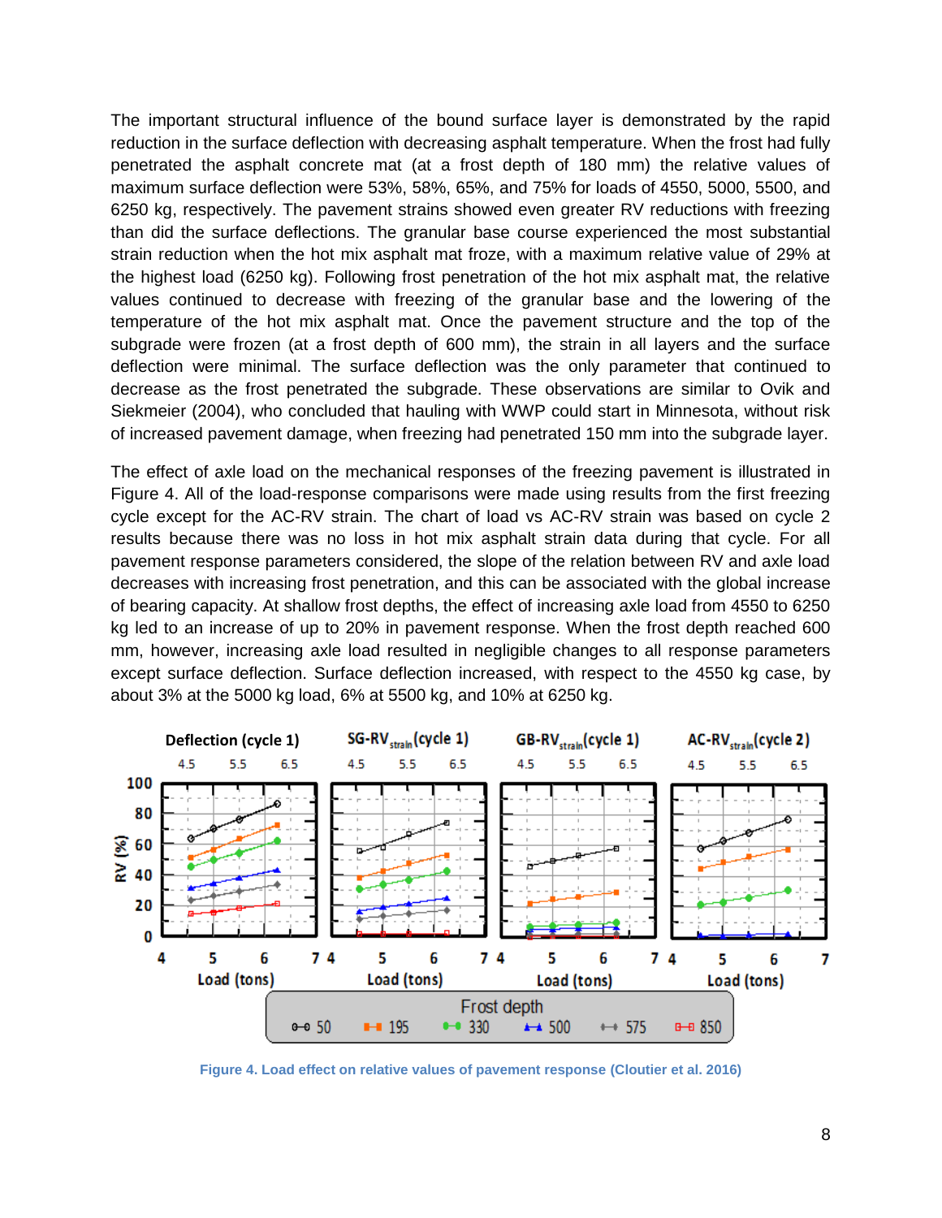The important structural influence of the bound surface layer is demonstrated by the rapid reduction in the surface deflection with decreasing asphalt temperature. When the frost had fully penetrated the asphalt concrete mat (at a frost depth of 180 mm) the relative values of maximum surface deflection were 53%, 58%, 65%, and 75% for loads of 4550, 5000, 5500, and 6250 kg, respectively. The pavement strains showed even greater RV reductions with freezing than did the surface deflections. The granular base course experienced the most substantial strain reduction when the hot mix asphalt mat froze, with a maximum relative value of 29% at the highest load (6250 kg). Following frost penetration of the hot mix asphalt mat, the relative values continued to decrease with freezing of the granular base and the lowering of the temperature of the hot mix asphalt mat. Once the pavement structure and the top of the subgrade were frozen (at a frost depth of 600 mm), the strain in all layers and the surface deflection were minimal. The surface deflection was the only parameter that continued to decrease as the frost penetrated the subgrade. These observations are similar to Ovik and Siekmeier (2004), who concluded that hauling with WWP could start in Minnesota, without risk of increased pavement damage, when freezing had penetrated 150 mm into the subgrade layer.

The effect of axle load on the mechanical responses of the freezing pavement is illustrated in Figure 4. All of the load-response comparisons were made using results from the first freezing cycle except for the AC-RV strain. The chart of load vs AC-RV strain was based on cycle 2 results because there was no loss in hot mix asphalt strain data during that cycle. For all pavement response parameters considered, the slope of the relation between RV and axle load decreases with increasing frost penetration, and this can be associated with the global increase of bearing capacity. At shallow frost depths, the effect of increasing axle load from 4550 to 6250 kg led to an increase of up to 20% in pavement response. When the frost depth reached 600 mm, however, increasing axle load resulted in negligible changes to all response parameters except surface deflection. Surface deflection increased, with respect to the 4550 kg case, by about 3% at the 5000 kg load, 6% at 5500 kg, and 10% at 6250 kg.

**Figure 4. Load effect on relative values of pavement response (Cloutier et al. 2016)**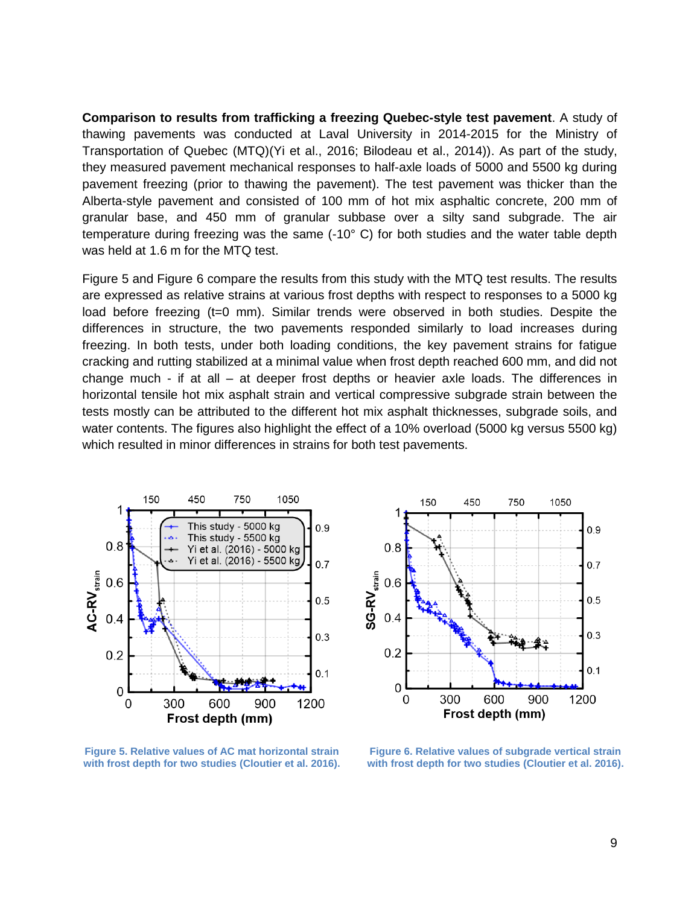**Comparison to results from trafficking a freezing Quebec-style test pavement**. A study of thawing pavements was conducted at Laval University in 2014-2015 for the Ministry of Transportation of Quebec (MTQ)(Yi et al., 2016; Bilodeau et al., 2014)). As part of the study, they measured pavement mechanical responses to half-axle loads of 5000 and 5500 kg during pavement freezing (prior to thawing the pavement). The test pavement was thicker than the Alberta-style pavement and consisted of 100 mm of hot mix asphaltic concrete, 200 mm of granular base, and 450 mm of granular subbase over a silty sand subgrade. The air temperature during freezing was the same (-10° C) for both studies and the water table depth was held at 1.6 m for the MTQ test.

Figure 5 and Figure 6 compare the results from this study with the MTQ test results. The results are expressed as relative strains at various frost depths with respect to responses to a 5000 kg load before freezing (t=0 mm). Similar trends were observed in both studies. Despite the differences in structure, the two pavements responded similarly to load increases during freezing. In both tests, under both loading conditions, the key pavement strains for fatigue cracking and rutting stabilized at a minimal value when frost depth reached 600 mm, and did not change much - if at all – at deeper frost depths or heavier axle loads. The differences in horizontal tensile hot mix asphalt strain and vertical compressive subgrade strain between the tests mostly can be attributed to the different hot mix asphalt thicknesses, subgrade soils, and water contents. The figures also highlight the effect of a 10% overload (5000 kg versus 5500 kg) which resulted in minor differences in strains for both test pavements.

**Figure 5. Relative values of AC mat horizontal strain with frost depth for two studies (Cloutier et al. 2016).**

**Figure 6. Relative values of subgrade vertical strain with frost depth for two studies (Cloutier et al. 2016).**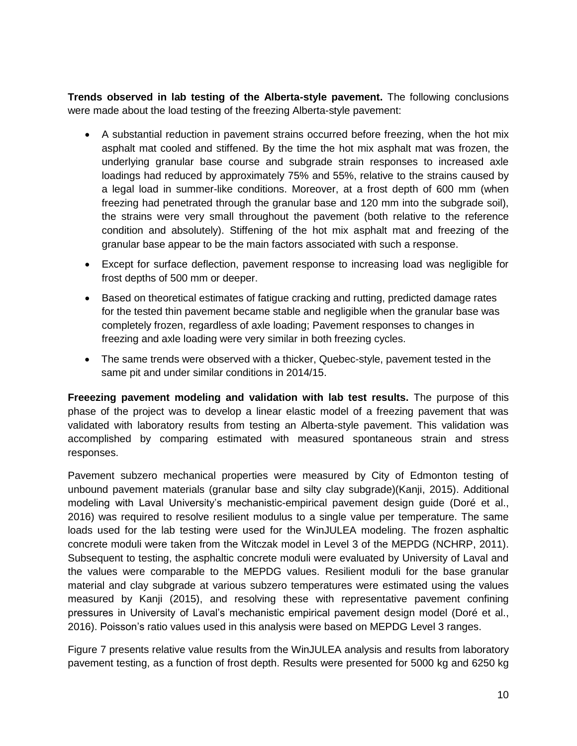**Trends observed in lab testing of the Alberta-style pavement.** The following conclusions were made about the load testing of the freezing Alberta-style pavement:

- A substantial reduction in pavement strains occurred before freezing, when the hot mix asphalt mat cooled and stiffened. By the time the hot mix asphalt mat was frozen, the underlying granular base course and subgrade strain responses to increased axle loadings had reduced by approximately 75% and 55%, relative to the strains caused by a legal load in summer-like conditions. Moreover, at a frost depth of 600 mm (when freezing had penetrated through the granular base and 120 mm into the subgrade soil), the strains were very small throughout the pavement (both relative to the reference condition and absolutely). Stiffening of the hot mix asphalt mat and freezing of the granular base appear to be the main factors associated with such a response.
- Except for surface deflection, pavement response to increasing load was negligible for frost depths of 500 mm or deeper.
- Based on theoretical estimates of fatigue cracking and rutting, predicted damage rates for the tested thin pavement became stable and negligible when the granular base was completely frozen, regardless of axle loading; Pavement responses to changes in freezing and axle loading were very similar in both freezing cycles.
- The same trends were observed with a thicker, Quebec-style, pavement tested in the same pit and under similar conditions in 2014/15.

**Freeezing pavement modeling and validation with lab test results.** The purpose of this phase of the project was to develop a linear elastic model of a freezing pavement that was validated with laboratory results from testing an Alberta-style pavement. This validation was accomplished by comparing estimated with measured spontaneous strain and stress responses.

Pavement subzero mechanical properties were measured by City of Edmonton testing of unbound pavement materials (granular base and silty clay subgrade)(Kanji, 2015). Additional modeling with Laval University's mechanistic-empirical pavement design guide (Doré et al., 2016) was required to resolve resilient modulus to a single value per temperature. The same loads used for the lab testing were used for the WinJULEA modeling. The frozen asphaltic concrete moduli were taken from the Witczak model in Level 3 of the MEPDG (NCHRP, 2011). Subsequent to testing, the asphaltic concrete moduli were evaluated by University of Laval and the values were comparable to the MEPDG values. Resilient moduli for the base granular material and clay subgrade at various subzero temperatures were estimated using the values measured by Kanji (2015), and resolving these with representative pavement confining pressures in University of Laval's mechanistic empirical pavement design model (Doré et al., 2016). Poisson's ratio values used in this analysis were based on MEPDG Level 3 ranges.

Figure 7 presents relative value results from the WinJULEA analysis and results from laboratory pavement testing, as a function of frost depth. Results were presented for 5000 kg and 6250 kg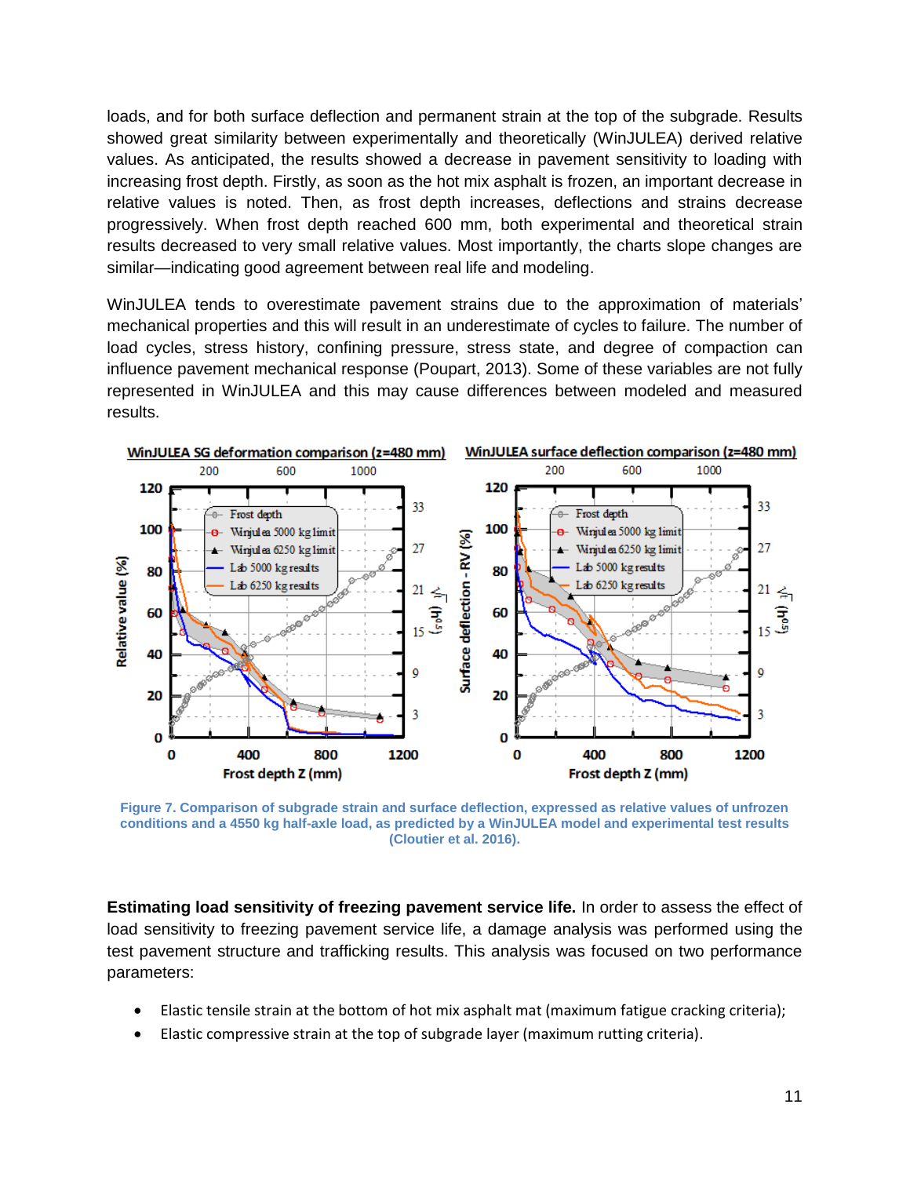loads, and for both surface deflection and permanent strain at the top of the subgrade. Results showed great similarity between experimentally and theoretically (WinJULEA) derived relative values. As anticipated, the results showed a decrease in pavement sensitivity to loading with increasing frost depth. Firstly, as soon as the hot mix asphalt is frozen, an important decrease in relative values is noted. Then, as frost depth increases, deflections and strains decrease progressively. When frost depth reached 600 mm, both experimental and theoretical strain results decreased to very small relative values. Most importantly, the charts slope changes are similar—indicating good agreement between real life and modeling.

WinJULEA tends to overestimate pavement strains due to the approximation of materials' mechanical properties and this will result in an underestimate of cycles to failure. The number of load cycles, stress history, confining pressure, stress state, and degree of compaction can influence pavement mechanical response (Poupart, 2013). Some of these variables are not fully represented in WinJULEA and this may cause differences between modeled and measured results.

**Figure 7. Comparison of subgrade strain and surface deflection, expressed as relative values of unfrozen conditions and a 4550 kg half-axle load, as predicted by a WinJULEA model and experimental test results (Cloutier et al. 2016).**

**Estimating load sensitivity of freezing pavement service life.** In order to assess the effect of load sensitivity to freezing pavement service life, a damage analysis was performed using the test pavement structure and trafficking results. This analysis was focused on two performance parameters:

- Elastic tensile strain at the bottom of hot mix asphalt mat (maximum fatigue cracking criteria);
- Elastic compressive strain at the top of subgrade layer (maximum rutting criteria).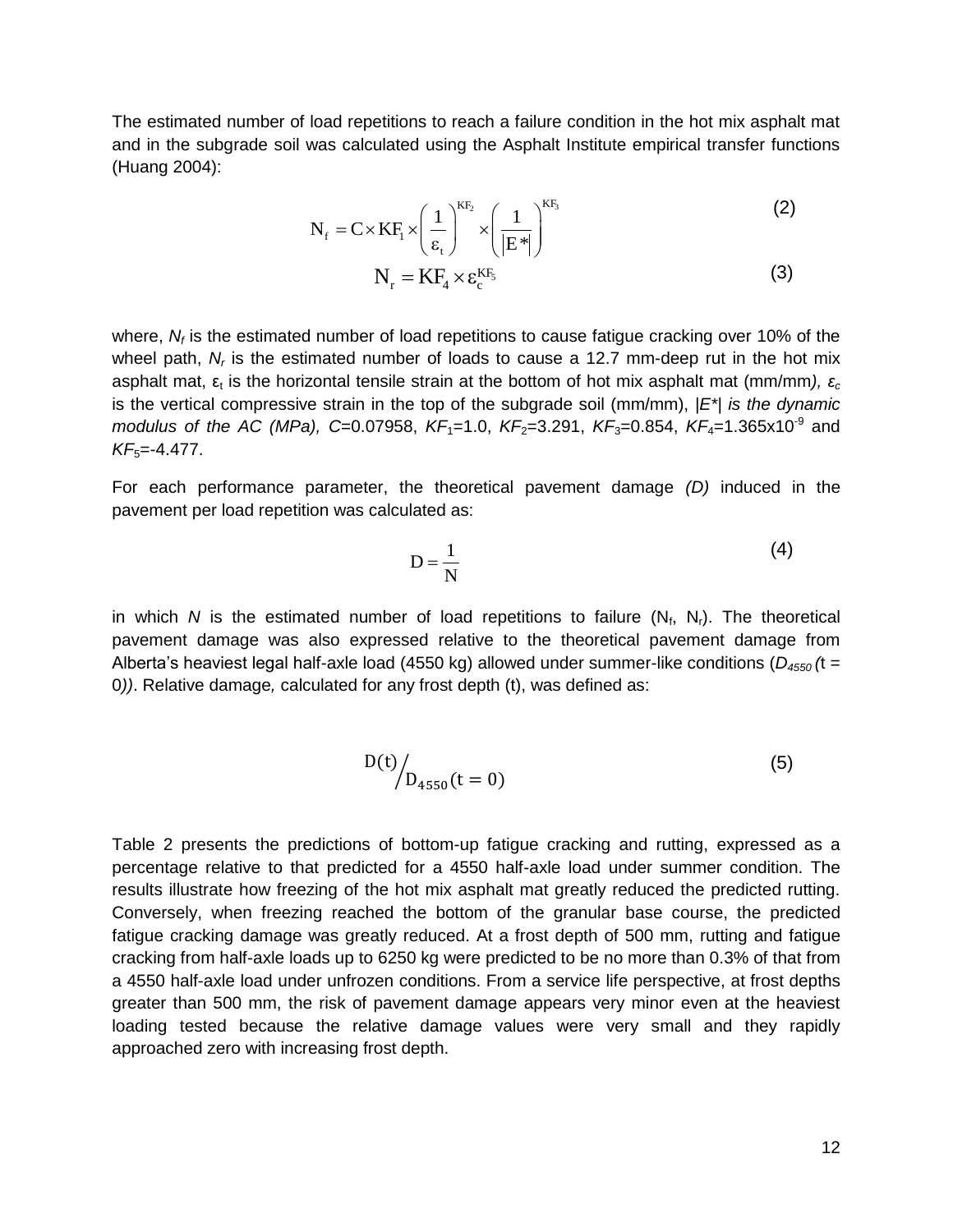The estimated number of load repetitions to reach a failure condition in the hot mix asphalt mat and in the subgrade soil was calculated using the Asphalt Institute empirical transfer functions (Huang 2004):

$$N_f = C \times KF_1 \times \left(\frac{1}{\varepsilon_t}\right)^{KF_2} \times \left(\frac{1}{|E^*|}\right)^{KF_3} \tag{2}$$

$$N_r = KF_4 \times \varepsilon_c^{KF_5} \tag{3}$$

where, $N_f$ is the estimated number of load repetitions to cause fatigue cracking over 10% of the wheel path, $N_r$ is the estimated number of loads to cause a 12.7 mm-deep rut in the hot mix asphalt mat, $\varepsilon_t$ is the horizontal tensile strain at the bottom of hot mix asphalt mat (mm/mm), $\varepsilon_c$ is the vertical compressive strain in the top of the subgrade soil (mm/mm), $|E^*|$ *is the dynamic modulus of the AC (MPa),* $C$=0.07958, $KF_1$=1.0, $KF_2$=3.291, $KF_3$=0.854, $KF_4$=1.365x10$^{-9}$ and $KF_5$=-4.477.

For each performance parameter, the theoretical pavement damage *(D)* induced in the pavement per load repetition was calculated as:

$$D = \frac{1}{N} \tag{4}$$

in which $N$ is the estimated number of load repetitions to failure ($N_f$, $N_r$). The theoretical pavement damage was also expressed relative to the theoretical pavement damage from Alberta's heaviest legal half-axle load (4550 kg) allowed under summer-like conditions ($D_{4550}(t = 0)$). Relative damage*,* calculated for any frost depth (t), was defined as:

$$D(t) / D_{4550}(t = 0) \tag{5}$$

Table 2 presents the predictions of bottom-up fatigue cracking and rutting, expressed as a percentage relative to that predicted for a 4550 half-axle load under summer condition. The results illustrate how freezing of the hot mix asphalt mat greatly reduced the predicted rutting. Conversely, when freezing reached the bottom of the granular base course, the predicted fatigue cracking damage was greatly reduced. At a frost depth of 500 mm, rutting and fatigue cracking from half-axle loads up to 6250 kg were predicted to be no more than 0.3% of that from a 4550 half-axle load under unfrozen conditions. From a service life perspective, at frost depths greater than 500 mm, the risk of pavement damage appears very minor even at the heaviest loading tested because the relative damage values were very small and they rapidly approached zero with increasing frost depth.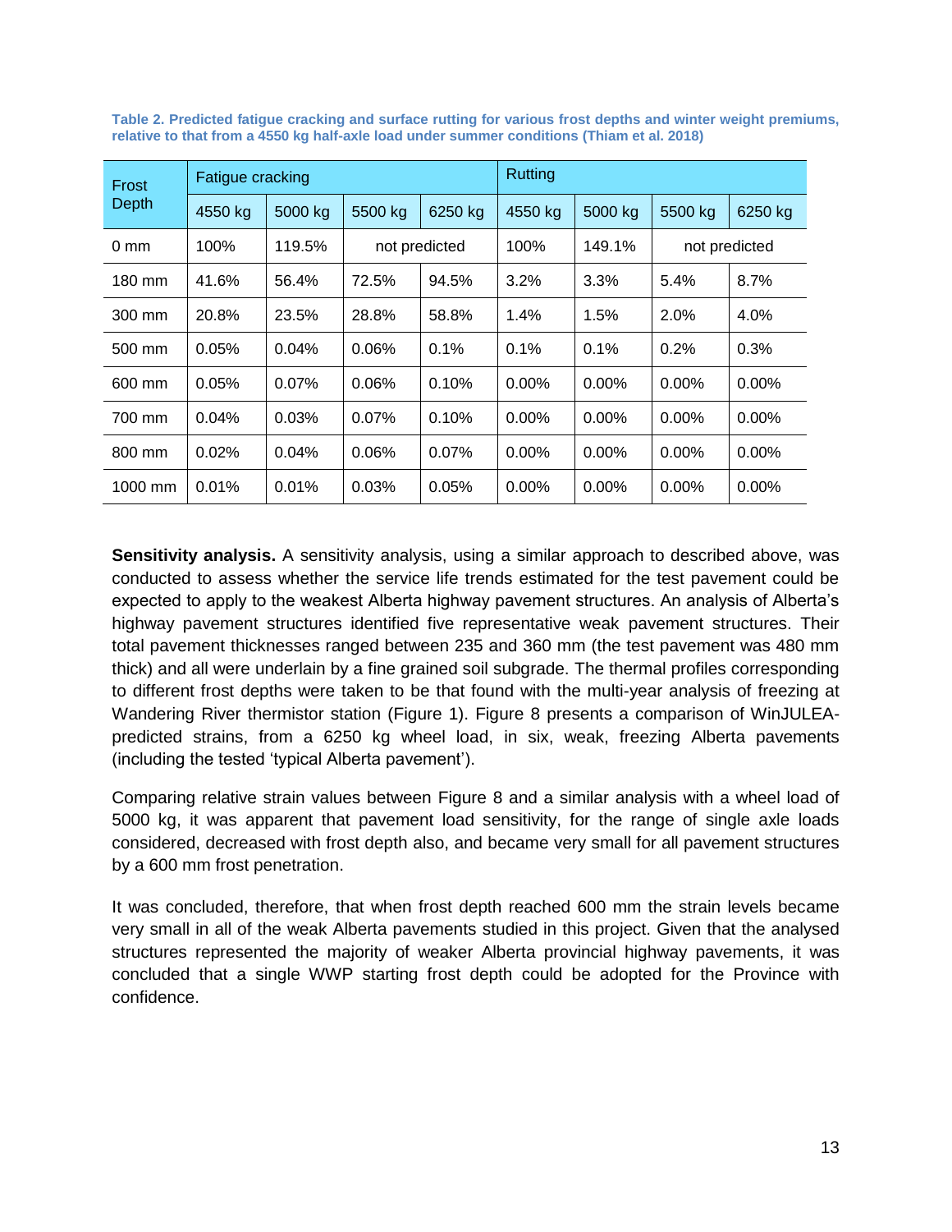**Table 2. Predicted fatigue cracking and surface rutting for various frost depths and winter weight premiums, relative to that from a 4550 kg half-axle load under summer conditions (Thiam et al. 2018)**

| Frost Depth | Fatigue cracking | | | | Rutting | | | |
|---|---|---|---|---|---|---|---|---|
| | 4550 kg | 5000 kg | 5500 kg | 6250 kg | 4550 kg | 5000 kg | 5500 kg | 6250 kg |
| 0 mm | 100% | 119.5% | not predicted | | 100% | 149.1% | not predicted | |
| 180 mm | 41.6% | 56.4% | 72.5% | 94.5% | 3.2% | 3.3% | 5.4% | 8.7% |
| 300 mm | 20.8% | 23.5% | 28.8% | 58.8% | 1.4% | 1.5% | 2.0% | 4.0% |
| 500 mm | 0.05% | 0.04% | 0.06% | 0.1% | 0.1% | 0.1% | 0.2% | 0.3% |
| 600 mm | 0.05% | 0.07% | 0.06% | 0.10% | 0.00% | 0.00% | 0.00% | 0.00% |
| 700 mm | 0.04% | 0.03% | 0.07% | 0.10% | 0.00% | 0.00% | 0.00% | 0.00% |
| 800 mm | 0.02% | 0.04% | 0.06% | 0.07% | 0.00% | 0.00% | 0.00% | 0.00% |
| 1000 mm | 0.01% | 0.01% | 0.03% | 0.05% | 0.00% | 0.00% | 0.00% | 0.00% |

**Sensitivity analysis.** A sensitivity analysis, using a similar approach to described above, was conducted to assess whether the service life trends estimated for the test pavement could be expected to apply to the weakest Alberta highway pavement structures. An analysis of Alberta's highway pavement structures identified five representative weak pavement structures. Their total pavement thicknesses ranged between 235 and 360 mm (the test pavement was 480 mm thick) and all were underlain by a fine grained soil subgrade. The thermal profiles corresponding to different frost depths were taken to be that found with the multi-year analysis of freezing at Wandering River thermistor station (Figure 1). Figure 8 presents a comparison of WinJULEA-predicted strains, from a 6250 kg wheel load, in six, weak, freezing Alberta pavements (including the tested 'typical Alberta pavement').

Comparing relative strain values between Figure 8 and a similar analysis with a wheel load of 5000 kg, it was apparent that pavement load sensitivity, for the range of single axle loads considered, decreased with frost depth also, and became very small for all pavement structures by a 600 mm frost penetration.

It was concluded, therefore, that when frost depth reached 600 mm the strain levels became very small in all of the weak Alberta pavements studied in this project. Given that the analysed structures represented the majority of weaker Alberta provincial highway pavements, it was concluded that a single WWP starting frost depth could be adopted for the Province with confidence.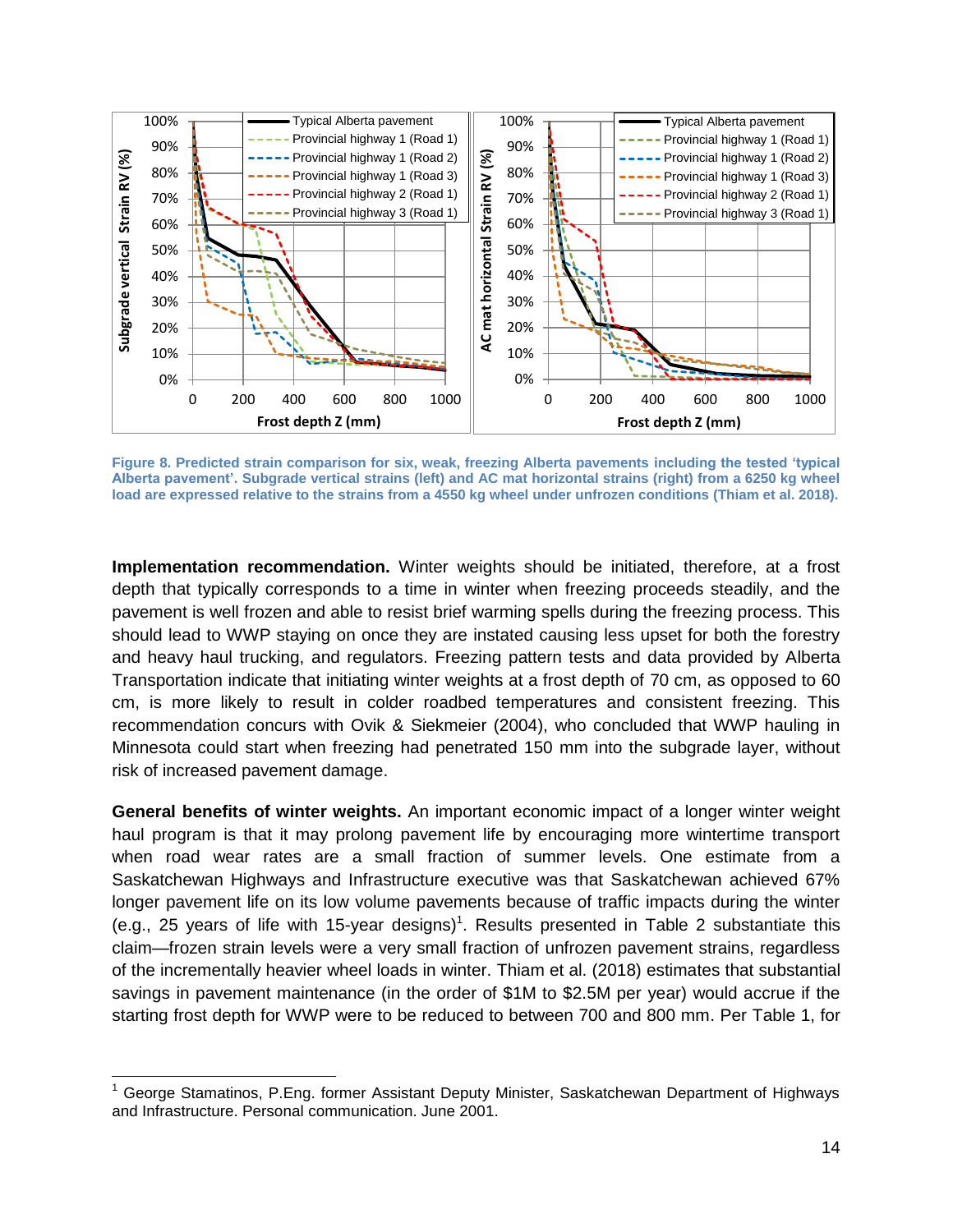Figure 8. Predicted strain comparison for six, weak, freezing Alberta pavements including the tested 'typical Alberta pavement'. Subgrade vertical strains (left) and AC mat horizontal strains (right) from a 6250 kg wheel load are expressed relative to the strains from a 4550 kg wheel under unfrozen conditions (Thiam et al. 2018).

**Implementation recommendation.** Winter weights should be initiated, therefore, at a frost depth that typically corresponds to a time in winter when freezing proceeds steadily, and the pavement is well frozen and able to resist brief warming spells during the freezing process. This should lead to WWP staying on once they are instated causing less upset for both the forestry and heavy haul trucking, and regulators. Freezing pattern tests and data provided by Alberta Transportation indicate that initiating winter weights at a frost depth of 70 cm, as opposed to 60 cm, is more likely to result in colder roadbed temperatures and consistent freezing. This recommendation concurs with Ovik & Siekmeier (2004), who concluded that WWP hauling in Minnesota could start when freezing had penetrated 150 mm into the subgrade layer, without risk of increased pavement damage.

**General benefits of winter weights.** An important economic impact of a longer winter weight haul program is that it may prolong pavement life by encouraging more wintertime transport when road wear rates are a small fraction of summer levels. One estimate from a Saskatchewan Highways and Infrastructure executive was that Saskatchewan achieved 67% longer pavement life on its low volume pavements because of traffic impacts during the winter (e.g., 25 years of life with 15-year designs)[1]. Results presented in Table 2 substantiate this claim—frozen strain levels were a very small fraction of unfrozen pavement strains, regardless of the incrementally heavier wheel loads in winter. Thiam et al. (2018) estimates that substantial savings in pavement maintenance (in the order of $1M to $2.5M per year) would accrue if the starting frost depth for WWP were to be reduced to between 700 and 800 mm. Per Table 1, for

---

[1] George Stamatinos, P.Eng. former Assistant Deputy Minister, Saskatchewan Department of Highways and Infrastructure. Personal communication. June 2001.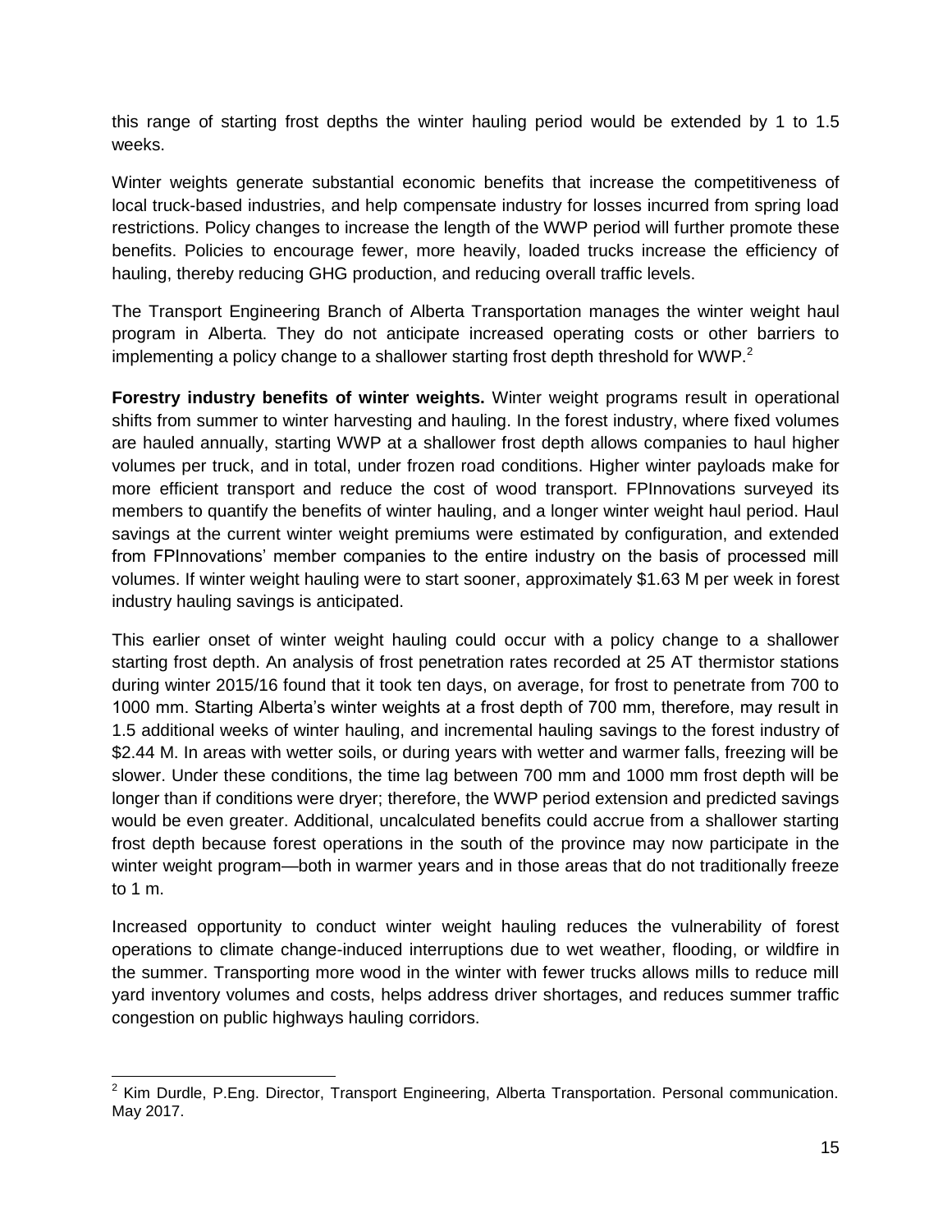this range of starting frost depths the winter hauling period would be extended by 1 to 1.5 weeks.

Winter weights generate substantial economic benefits that increase the competitiveness of local truck-based industries, and help compensate industry for losses incurred from spring load restrictions. Policy changes to increase the length of the WWP period will further promote these benefits. Policies to encourage fewer, more heavily, loaded trucks increase the efficiency of hauling, thereby reducing GHG production, and reducing overall traffic levels.

The Transport Engineering Branch of Alberta Transportation manages the winter weight haul program in Alberta. They do not anticipate increased operating costs or other barriers to implementing a policy change to a shallower starting frost depth threshold for WWP.[2]

**Forestry industry benefits of winter weights.** Winter weight programs result in operational shifts from summer to winter harvesting and hauling. In the forest industry, where fixed volumes are hauled annually, starting WWP at a shallower frost depth allows companies to haul higher volumes per truck, and in total, under frozen road conditions. Higher winter payloads make for more efficient transport and reduce the cost of wood transport. FPInnovations surveyed its members to quantify the benefits of winter hauling, and a longer winter weight haul period. Haul savings at the current winter weight premiums were estimated by configuration, and extended from FPInnovations' member companies to the entire industry on the basis of processed mill volumes. If winter weight hauling were to start sooner, approximately \$1.63 M per week in forest industry hauling savings is anticipated.

This earlier onset of winter weight hauling could occur with a policy change to a shallower starting frost depth. An analysis of frost penetration rates recorded at 25 AT thermistor stations during winter 2015/16 found that it took ten days, on average, for frost to penetrate from 700 to 1000 mm. Starting Alberta's winter weights at a frost depth of 700 mm, therefore, may result in 1.5 additional weeks of winter hauling, and incremental hauling savings to the forest industry of \$2.44 M. In areas with wetter soils, or during years with wetter and warmer falls, freezing will be slower. Under these conditions, the time lag between 700 mm and 1000 mm frost depth will be longer than if conditions were dryer; therefore, the WWP period extension and predicted savings would be even greater. Additional, uncalculated benefits could accrue from a shallower starting frost depth because forest operations in the south of the province may now participate in the winter weight program—both in warmer years and in those areas that do not traditionally freeze to 1 m.

Increased opportunity to conduct winter weight hauling reduces the vulnerability of forest operations to climate change-induced interruptions due to wet weather, flooding, or wildfire in the summer. Transporting more wood in the winter with fewer trucks allows mills to reduce mill yard inventory volumes and costs, helps address driver shortages, and reduces summer traffic congestion on public highways hauling corridors.

---

[2] Kim Durdle, P.Eng. Director, Transport Engineering, Alberta Transportation. Personal communication. May 2017.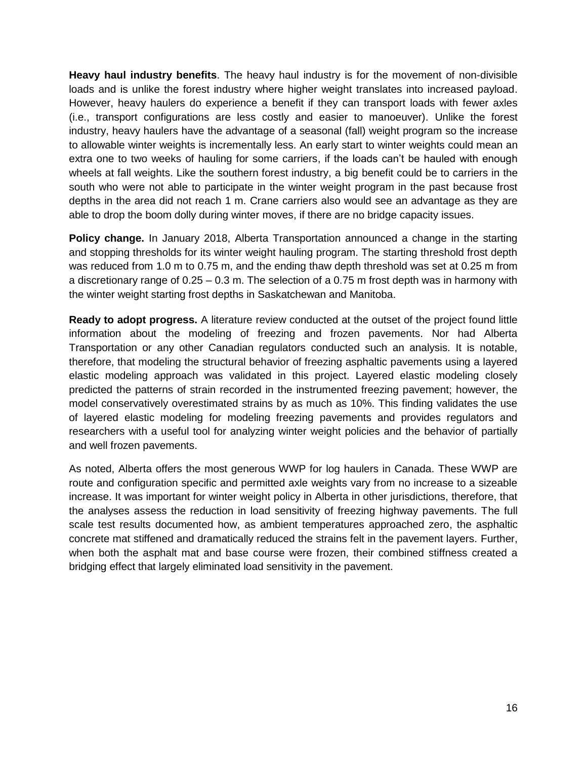**Heavy haul industry benefits**. The heavy haul industry is for the movement of non-divisible loads and is unlike the forest industry where higher weight translates into increased payload. However, heavy haulers do experience a benefit if they can transport loads with fewer axles (i.e., transport configurations are less costly and easier to manoeuver). Unlike the forest industry, heavy haulers have the advantage of a seasonal (fall) weight program so the increase to allowable winter weights is incrementally less. An early start to winter weights could mean an extra one to two weeks of hauling for some carriers, if the loads can't be hauled with enough wheels at fall weights. Like the southern forest industry, a big benefit could be to carriers in the south who were not able to participate in the winter weight program in the past because frost depths in the area did not reach 1 m. Crane carriers also would see an advantage as they are able to drop the boom dolly during winter moves, if there are no bridge capacity issues.

**Policy change.** In January 2018, Alberta Transportation announced a change in the starting and stopping thresholds for its winter weight hauling program. The starting threshold frost depth was reduced from 1.0 m to 0.75 m, and the ending thaw depth threshold was set at 0.25 m from a discretionary range of 0.25 – 0.3 m. The selection of a 0.75 m frost depth was in harmony with the winter weight starting frost depths in Saskatchewan and Manitoba.

**Ready to adopt progress.** A literature review conducted at the outset of the project found little information about the modeling of freezing and frozen pavements. Nor had Alberta Transportation or any other Canadian regulators conducted such an analysis. It is notable, therefore, that modeling the structural behavior of freezing asphaltic pavements using a layered elastic modeling approach was validated in this project. Layered elastic modeling closely predicted the patterns of strain recorded in the instrumented freezing pavement; however, the model conservatively overestimated strains by as much as 10%. This finding validates the use of layered elastic modeling for modeling freezing pavements and provides regulators and researchers with a useful tool for analyzing winter weight policies and the behavior of partially and well frozen pavements.

As noted, Alberta offers the most generous WWP for log haulers in Canada. These WWP are route and configuration specific and permitted axle weights vary from no increase to a sizeable increase. It was important for winter weight policy in Alberta in other jurisdictions, therefore, that the analyses assess the reduction in load sensitivity of freezing highway pavements. The full scale test results documented how, as ambient temperatures approached zero, the asphaltic concrete mat stiffened and dramatically reduced the strains felt in the pavement layers. Further, when both the asphalt mat and base course were frozen, their combined stiffness created a bridging effect that largely eliminated load sensitivity in the pavement.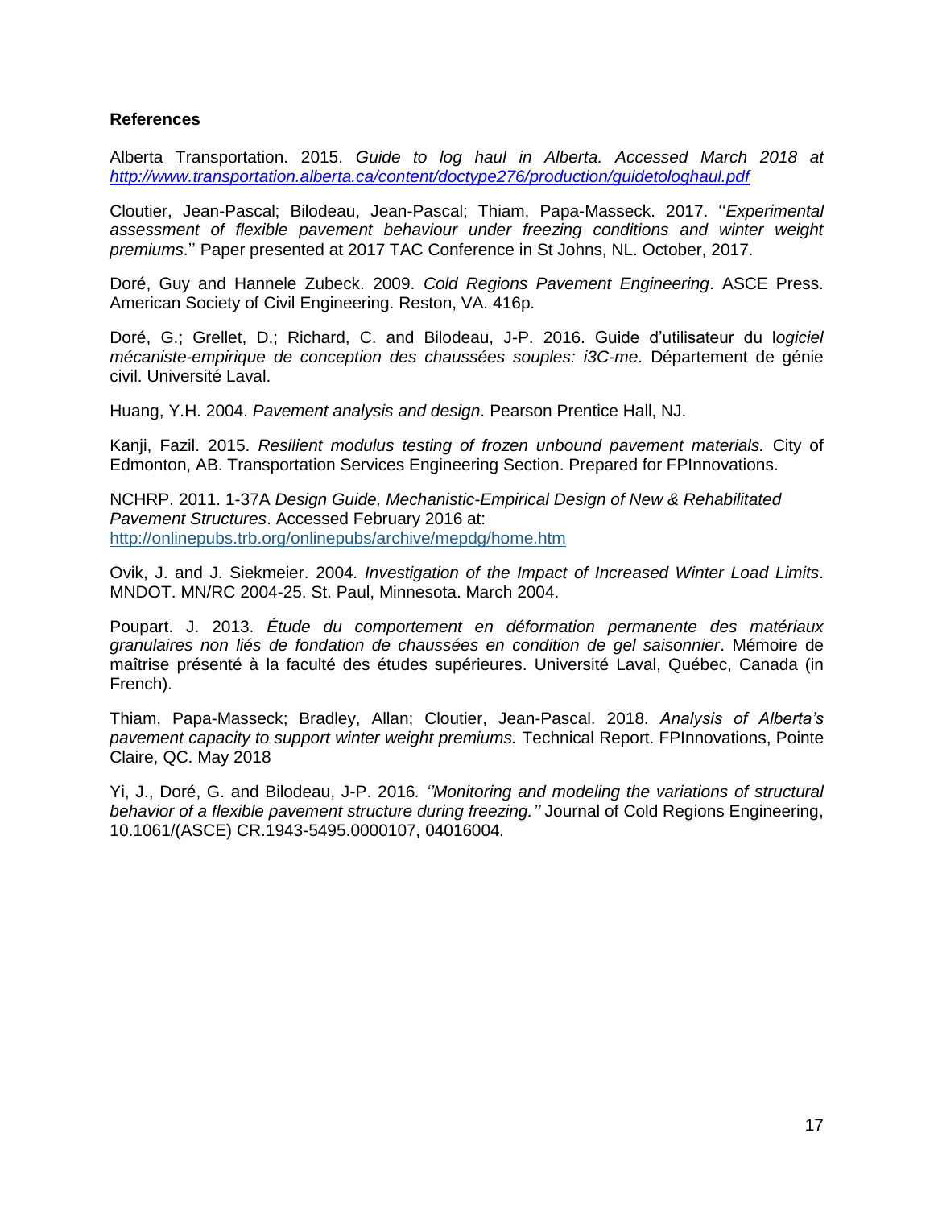**References**

Alberta Transportation. 2015. *Guide to log haul in Alberta. Accessed March 2018 at http://www.transportation.alberta.ca/content/doctype276/production/guidetologhaul.pdf*

Cloutier, Jean-Pascal; Bilodeau, Jean-Pascal; Thiam, Papa-Masseck. 2017. ''*Experimental assessment of flexible pavement behaviour under freezing conditions and winter weight premiums*.'' Paper presented at 2017 TAC Conference in St Johns, NL. October, 2017.

Doré, Guy and Hannele Zubeck. 2009. *Cold Regions Pavement Engineering*. ASCE Press. American Society of Civil Engineering. Reston, VA. 416p.

Doré, G.; Grellet, D.; Richard, C. and Bilodeau, J-P. 2016. Guide d'utilisateur du l*ogiciel mécaniste-empirique de conception des chaussées souples: i3C-me*. Département de génie civil. Université Laval.

Huang, Y.H. 2004. *Pavement analysis and design*. Pearson Prentice Hall, NJ.

Kanji, Fazil. 2015. *Resilient modulus testing of frozen unbound pavement materials.* City of Edmonton, AB. Transportation Services Engineering Section. Prepared for FPInnovations.

NCHRP. 2011. 1-37A *Design Guide, Mechanistic-Empirical Design of New & Rehabilitated Pavement Structures*. Accessed February 2016 at: http://onlinepubs.trb.org/onlinepubs/archive/mepdg/home.htm

Ovik, J. and J. Siekmeier. 2004. *Investigation of the Impact of Increased Winter Load Limits*. MNDOT. MN/RC 2004-25. St. Paul, Minnesota. March 2004.

Poupart. J. 2013. *Étude du comportement en déformation permanente des matériaux granulaires non liés de fondation de chaussées en condition de gel saisonnier*. Mémoire de maîtrise présenté à la faculté des études supérieures. Université Laval, Québec, Canada (in French).

Thiam, Papa-Masseck; Bradley, Allan; Cloutier, Jean-Pascal. 2018. *Analysis of Alberta's pavement capacity to support winter weight premiums.* Technical Report. FPInnovations, Pointe Claire, QC. May 2018

Yi, J., Doré, G. and Bilodeau, J-P. 2016. *''Monitoring and modeling the variations of structural behavior of a flexible pavement structure during freezing.''* Journal of Cold Regions Engineering, 10.1061/(ASCE) CR.1943-5495.0000107, 04016004.